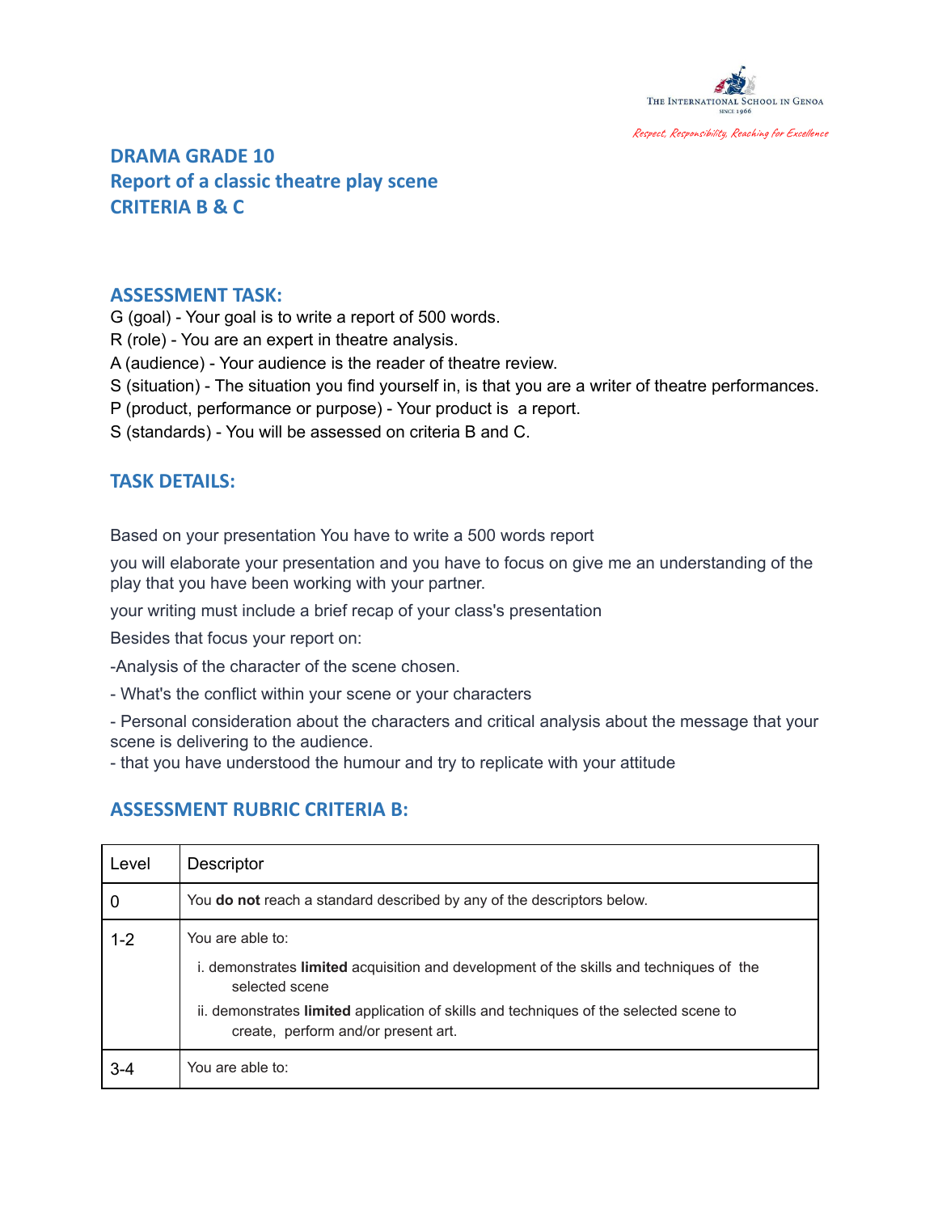The International School in Genoa
SINCE 1966

*Respect, Responsibility, Reaching for Excellence*

## DRAMA GRADE 10
## Report of a classic theatre play scene
## CRITERIA B & C

### ASSESSMENT TASK:

G (goal) - Your goal is to write a report of 500 words.
R (role) - You are an expert in theatre analysis.
A (audience) - Your audience is the reader of theatre review.
S (situation) - The situation you find yourself in, is that you are a writer of theatre performances.
P (product, performance or purpose) - Your product is a report.
S (standards) - You will be assessed on criteria B and C.

### TASK DETAILS:

Based on your presentation You have to write a 500 words report

you will elaborate your presentation and you have to focus on give me an understanding of the play that you have been working with your partner.

your writing must include a brief recap of your class's presentation

Besides that focus your report on:

-Analysis of the character of the scene chosen.

- What's the conflict within your scene or your characters

- Personal consideration about the characters and critical analysis about the message that your scene is delivering to the audience.
- that you have understood the humour and try to replicate with your attitude

### ASSESSMENT RUBRIC CRITERIA B:

| Level | Descriptor |
|---|---|
| 0 | You **do not** reach a standard described by any of the descriptors below. |
| 1-2 | You are able to:<br>i. demonstrates **limited** acquisition and development of the skills and techniques of the selected scene<br>ii. demonstrates **limited** application of skills and techniques of the selected scene to create, perform and/or present art. |
| 3-4 | You are able to: |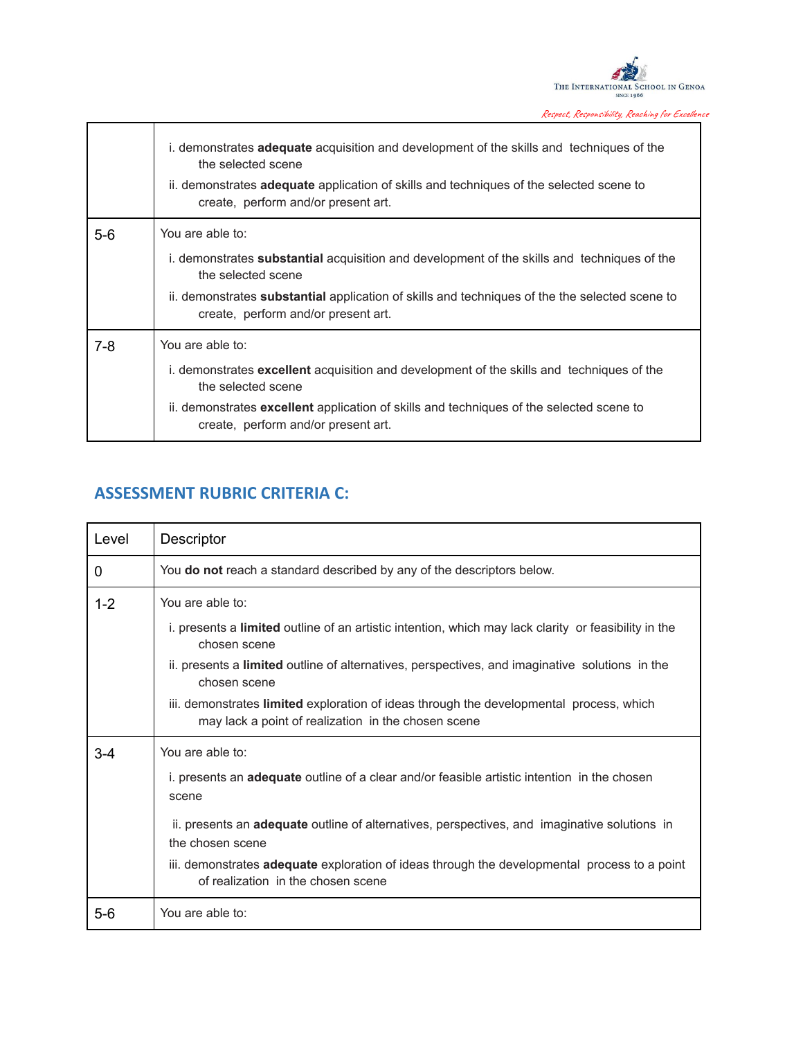| | |
|---|---|
| | i. demonstrates **adequate** acquisition and development of the skills and techniques of the the selected scene<br>ii. demonstrates **adequate** application of skills and techniques of the selected scene to create, perform and/or present art. |
| 5-6 | You are able to:<br>i. demonstrates **substantial** acquisition and development of the skills and techniques of the the selected scene<br>ii. demonstrates **substantial** application of skills and techniques of the the selected scene to create, perform and/or present art. |
| 7-8 | You are able to:<br>i. demonstrates **excellent** acquisition and development of the skills and techniques of the the selected scene<br>ii. demonstrates **excellent** application of skills and techniques of the selected scene to create, perform and/or present art. |

## ASSESSMENT RUBRIC CRITERIA C:

| Level | Descriptor |
|---|---|
| 0 | You **do not** reach a standard described by any of the descriptors below. |
| 1-2 | You are able to:<br>i. presents a **limited** outline of an artistic intention, which may lack clarity or feasibility in the chosen scene<br>ii. presents a **limited** outline of alternatives, perspectives, and imaginative solutions in the chosen scene<br>iii. demonstrates **limited** exploration of ideas through the developmental process, which may lack a point of realization in the chosen scene |
| 3-4 | You are able to:<br>i. presents an **adequate** outline of a clear and/or feasible artistic intention in the chosen scene<br>ii. presents an **adequate** outline of alternatives, perspectives, and imaginative solutions in the chosen scene<br>iii. demonstrates **adequate** exploration of ideas through the developmental process to a point of realization in the chosen scene |
| 5-6 | You are able to: |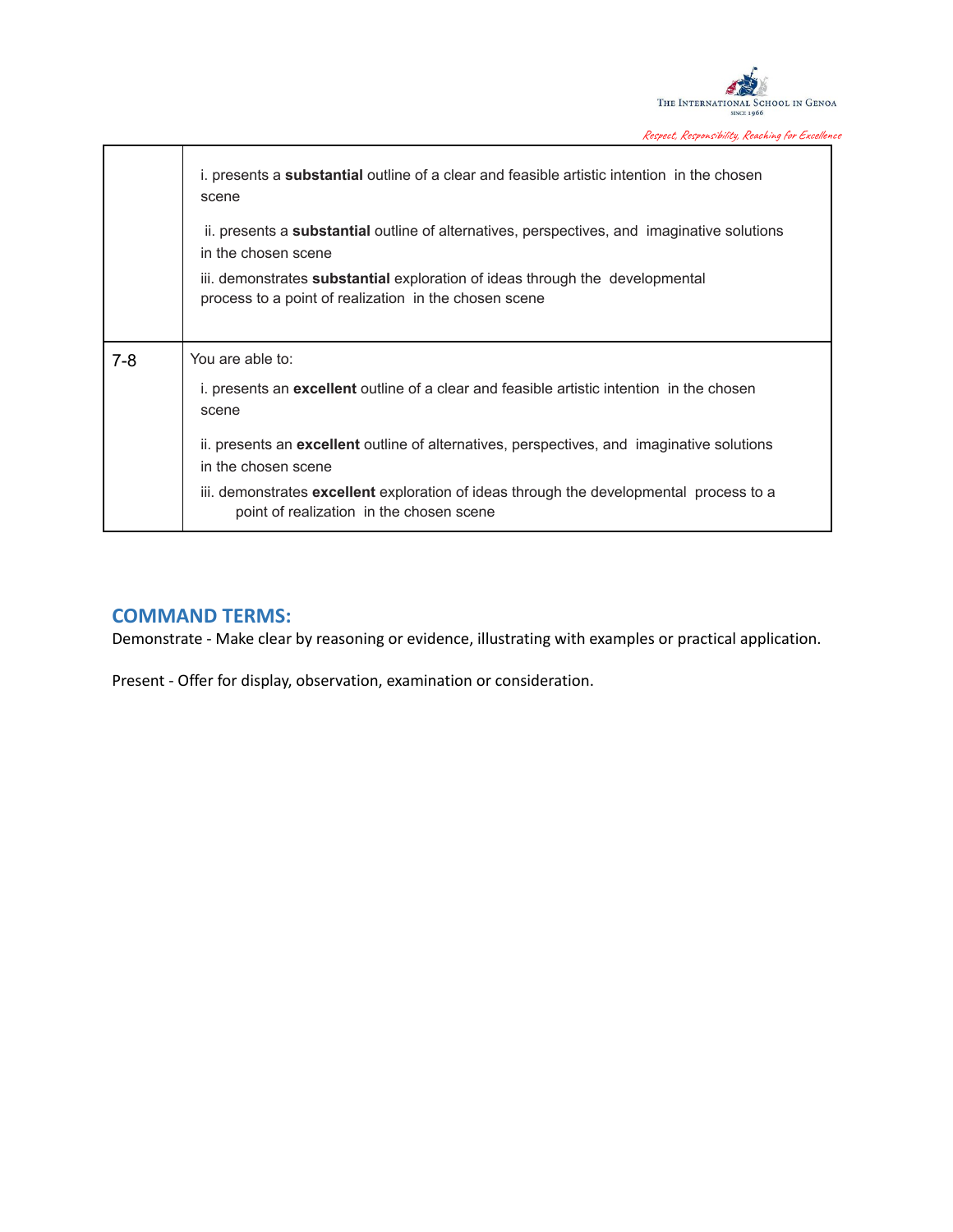| | |
|---|---|
| | i. presents a **substantial** outline of a clear and feasible artistic intention in the chosen scene<br><br>ii. presents a **substantial** outline of alternatives, perspectives, and imaginative solutions in the chosen scene<br><br>iii. demonstrates **substantial** exploration of ideas through the developmental process to a point of realization in the chosen scene |
| 7-8 | You are able to:<br><br>i. presents an **excellent** outline of a clear and feasible artistic intention in the chosen scene<br><br>ii. presents an **excellent** outline of alternatives, perspectives, and imaginative solutions in the chosen scene<br><br>iii. demonstrates **excellent** exploration of ideas through the developmental process to a point of realization in the chosen scene |

## COMMAND TERMS:

Demonstrate - Make clear by reasoning or evidence, illustrating with examples or practical application.

Present - Offer for display, observation, examination or consideration.